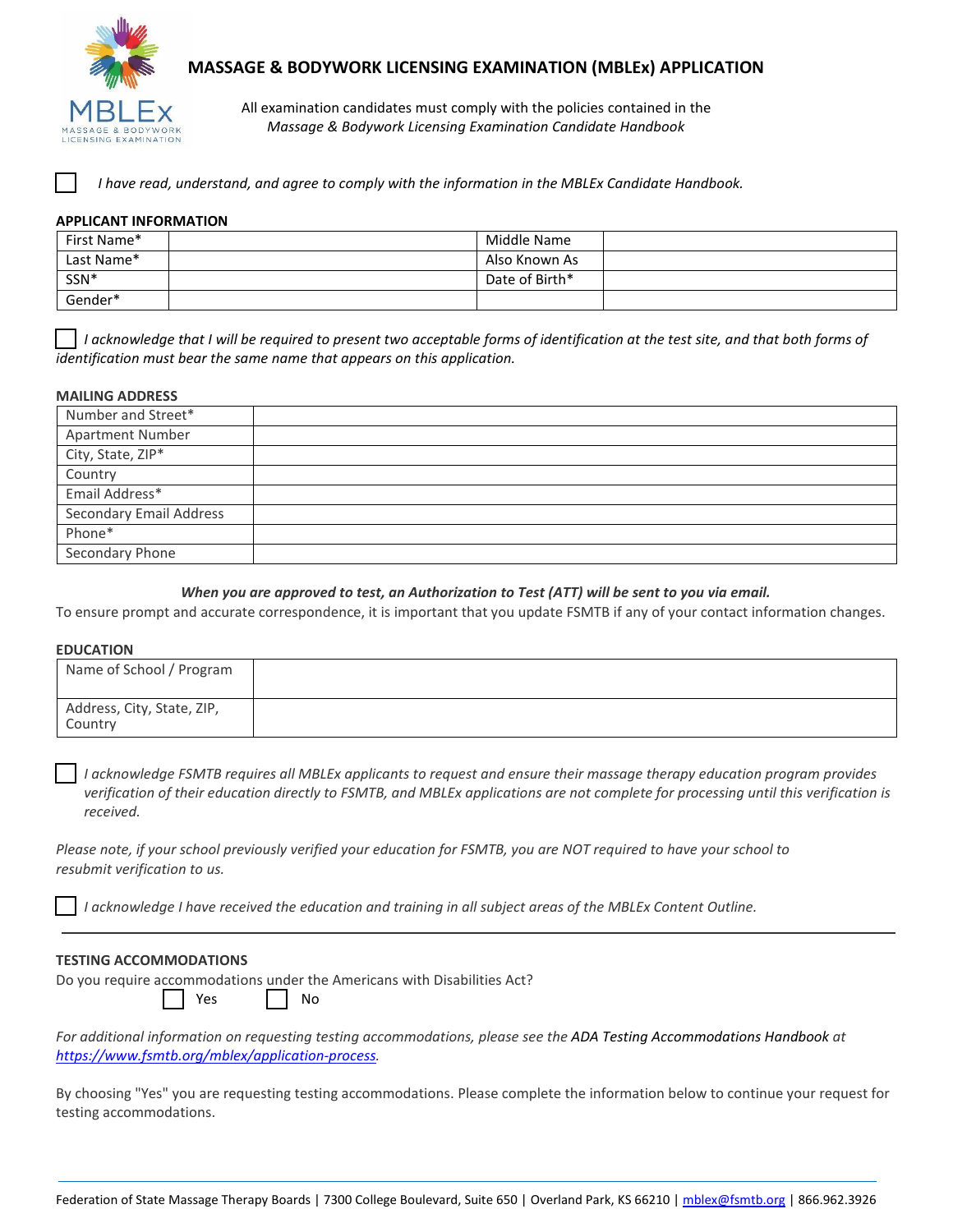MBLEx
MASSAGE & BODYWORK LICENSING EXAMINATION

# MASSAGE & BODYWORK LICENSING EXAMINATION (MBLEx) APPLICATION

All examination candidates must comply with the policies contained in the *Massage & Bodywork Licensing Examination Candidate Handbook*

☐ *I have read, understand, and agree to comply with the information in the MBLEx Candidate Handbook.*

## APPLICANT INFORMATION

| First Name* | | Middle Name | |
|---|---|---|---|
| Last Name* | | Also Known As | |
| SSN* | | Date of Birth* | |
| Gender* | | | |

☐ *I acknowledge that I will be required to present two acceptable forms of identification at the test site, and that both forms of identification must bear the same name that appears on this application.*

## MAILING ADDRESS

| Number and Street* | |
|---|---|
| Apartment Number | |
| City, State, ZIP* | |
| Country | |
| Email Address* | |
| Secondary Email Address | |
| Phone* | |
| Secondary Phone | |

***When you are approved to test, an Authorization to Test (ATT) will be sent to you via email.***

To ensure prompt and accurate correspondence, it is important that you update FSMTB if any of your contact information changes.

## EDUCATION

| Name of School / Program | |
|---|---|
| Address, City, State, ZIP, Country | |

☐ *I acknowledge FSMTB requires all MBLEx applicants to request and ensure their massage therapy education program provides verification of their education directly to FSMTB, and MBLEx applications are not complete for processing until this verification is received.*

*Please note, if your school previously verified your education for FSMTB, you are NOT required to have your school to resubmit verification to us.*

☐ *I acknowledge I have received the education and training in all subject areas of the MBLEx Content Outline.*

---

## TESTING ACCOMMODATIONS

Do you require accommodations under the Americans with Disabilities Act?

☐ Yes ☐ No

*For additional information on requesting testing accommodations, please see the* ADA Testing Accommodations Handbook *at [https://www.fsmtb.org/mblex/application-process](https://www.fsmtb.org/mblex/application-process).*

By choosing "Yes" you are requesting testing accommodations. Please complete the information below to continue your request for testing accommodations.

Federation of State Massage Therapy Boards | 7300 College Boulevard, Suite 650 | Overland Park, KS 66210 | mblex@fsmtb.org | 866.962.3926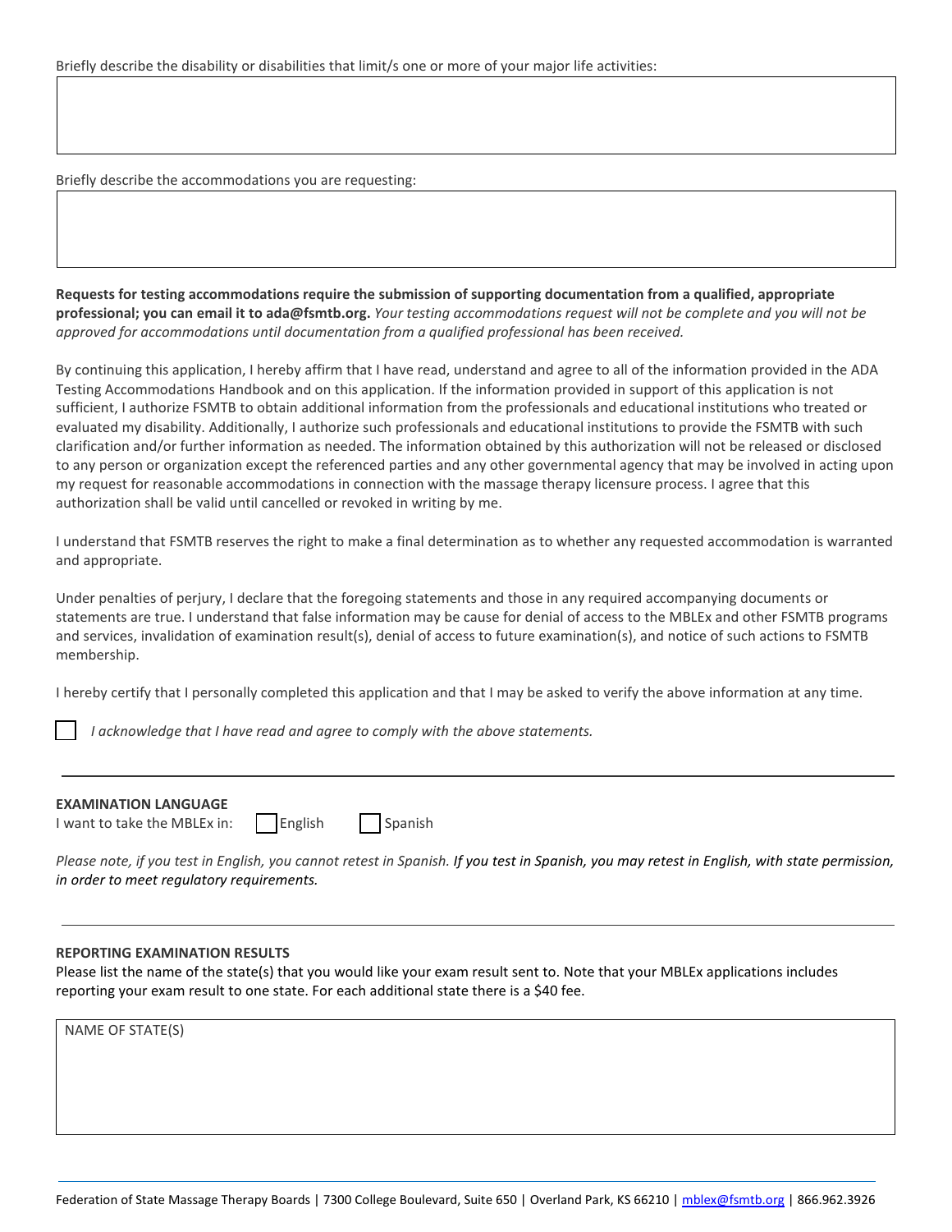Briefly describe the disability or disabilities that limit/s one or more of your major life activities:

Briefly describe the accommodations you are requesting:

**Requests for testing accommodations require the submission of supporting documentation from a qualified, appropriate professional; you can email it to ada@fsmtb.org.** *Your testing accommodations request will not be complete and you will not be approved for accommodations until documentation from a qualified professional has been received.*

By continuing this application, I hereby affirm that I have read, understand and agree to all of the information provided in the ADA Testing Accommodations Handbook and on this application. If the information provided in support of this application is not sufficient, I authorize FSMTB to obtain additional information from the professionals and educational institutions who treated or evaluated my disability. Additionally, I authorize such professionals and educational institutions to provide the FSMTB with such clarification and/or further information as needed. The information obtained by this authorization will not be released or disclosed to any person or organization except the referenced parties and any other governmental agency that may be involved in acting upon my request for reasonable accommodations in connection with the massage therapy licensure process. I agree that this authorization shall be valid until cancelled or revoked in writing by me.

I understand that FSMTB reserves the right to make a final determination as to whether any requested accommodation is warranted and appropriate.

Under penalties of perjury, I declare that the foregoing statements and those in any required accompanying documents or statements are true. I understand that false information may be cause for denial of access to the MBLEx and other FSMTB programs and services, invalidation of examination result(s), denial of access to future examination(s), and notice of such actions to FSMTB membership.

I hereby certify that I personally completed this application and that I may be asked to verify the above information at any time.

☐ *I acknowledge that I have read and agree to comply with the above statements.*

---

**EXAMINATION LANGUAGE**

I want to take the MBLEx in: ☐ English ☐ Spanish

*Please note, if you test in English, you cannot retest in Spanish. If you test in Spanish, you may retest in English, with state permission, in order to meet regulatory requirements.*

---

**REPORTING EXAMINATION RESULTS**

Please list the name of the state(s) that you would like your exam result sent to. Note that your MBLEx applications includes reporting your exam result to one state. For each additional state there is a $40 fee.

NAME OF STATE(S)

Federation of State Massage Therapy Boards | 7300 College Boulevard, Suite 650 | Overland Park, KS 66210 | mblex@fsmtb.org | 866.962.3926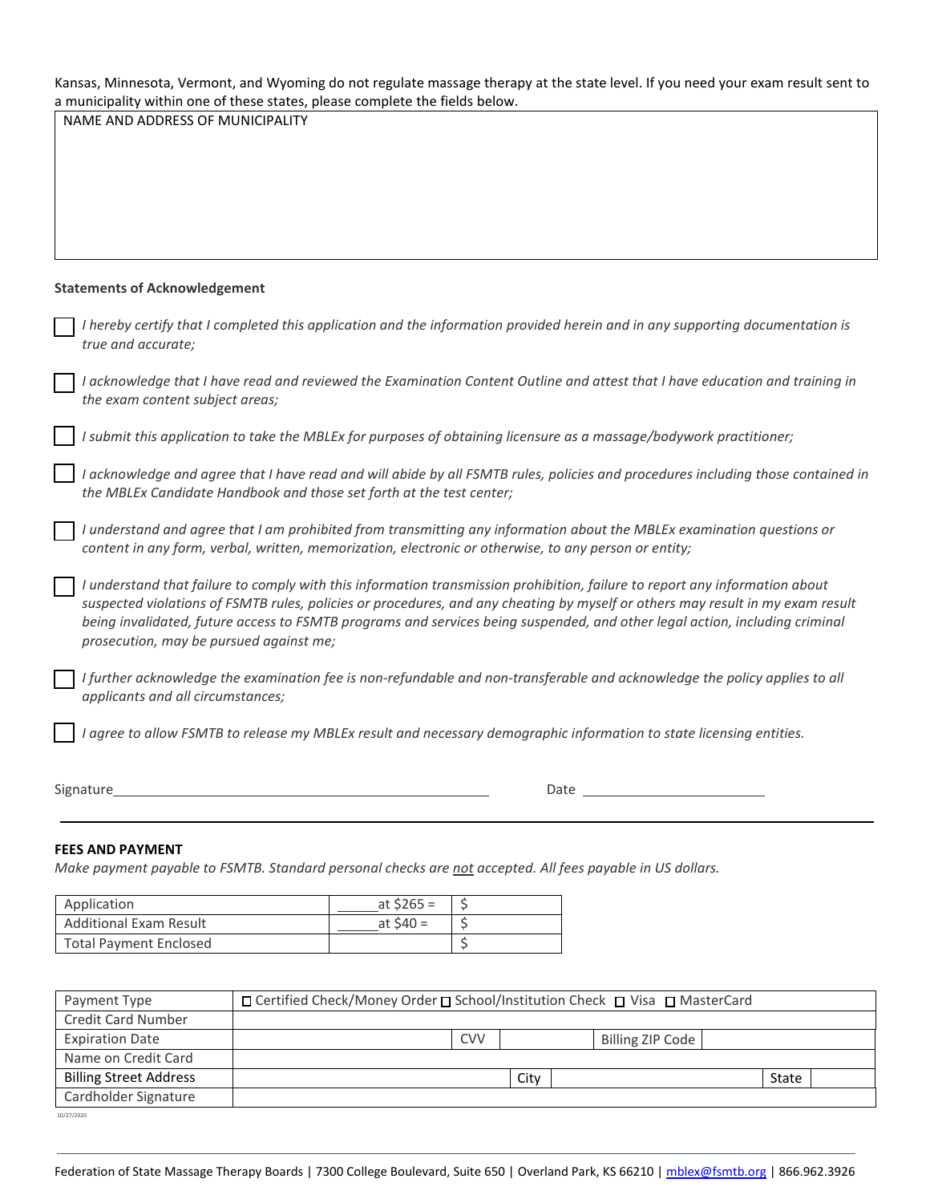Kansas, Minnesota, Vermont, and Wyoming do not regulate massage therapy at the state level. If you need your exam result sent to a municipality within one of these states, please complete the fields below.

| NAME AND ADDRESS OF MUNICIPALITY |
| --- |
| |

**Statements of Acknowledgement**

- ☐ *I hereby certify that I completed this application and the information provided herein and in any supporting documentation is true and accurate;*
- ☐ *I acknowledge that I have read and reviewed the Examination Content Outline and attest that I have education and training in the exam content subject areas;*
- ☐ *I submit this application to take the MBLEx for purposes of obtaining licensure as a massage/bodywork practitioner;*
- ☐ *I acknowledge and agree that I have read and will abide by all FSMTB rules, policies and procedures including those contained in the MBLEx Candidate Handbook and those set forth at the test center;*
- ☐ *I understand and agree that I am prohibited from transmitting any information about the MBLEx examination questions or content in any form, verbal, written, memorization, electronic or otherwise, to any person or entity;*
- ☐ *I understand that failure to comply with this information transmission prohibition, failure to report any information about suspected violations of FSMTB rules, policies or procedures, and any cheating by myself or others may result in my exam result being invalidated, future access to FSMTB programs and services being suspended, and other legal action, including criminal prosecution, may be pursued against me;*
- ☐ *I further acknowledge the examination fee is non-refundable and non-transferable and acknowledge the policy applies to all applicants and all circumstances;*
- ☐ *I agree to allow FSMTB to release my MBLEx result and necessary demographic information to state licensing entities.*

Signature\_\_\_\_\_\_\_\_\_\_\_\_\_\_\_\_\_\_\_\_\_\_\_\_\_\_\_\_\_\_ Date \_\_\_\_\_\_\_\_\_\_\_\_\_\_\_\_\_\_

---

**FEES AND PAYMENT**

*Make payment payable to FSMTB. Standard personal checks are not accepted. All fees payable in US dollars.*

| | | |
| --- | --- | --- |
| Application | \_\_\_\_\_at $265 = | $ |
| Additional Exam Result | \_\_\_\_\_at $40 = | $ |
| Total Payment Enclosed | | $ |

| | | | | | |
| --- | --- | --- | --- | --- | --- |
| Payment Type | ☐ Certified Check/Money Order ☐ School/Institution Check ☐ Visa ☐ MasterCard | | | | |
| Credit Card Number | | | | | |
| Expiration Date | | CVV | | Billing ZIP Code | |
| Name on Credit Card | | | | | |
| Billing Street Address | | City | | State | |
| Cardholder Signature | | | | | |

10/27/2020

Federation of State Massage Therapy Boards | 7300 College Boulevard, Suite 650 | Overland Park, KS 66210 | mblex@fsmtb.org | 866.962.3926